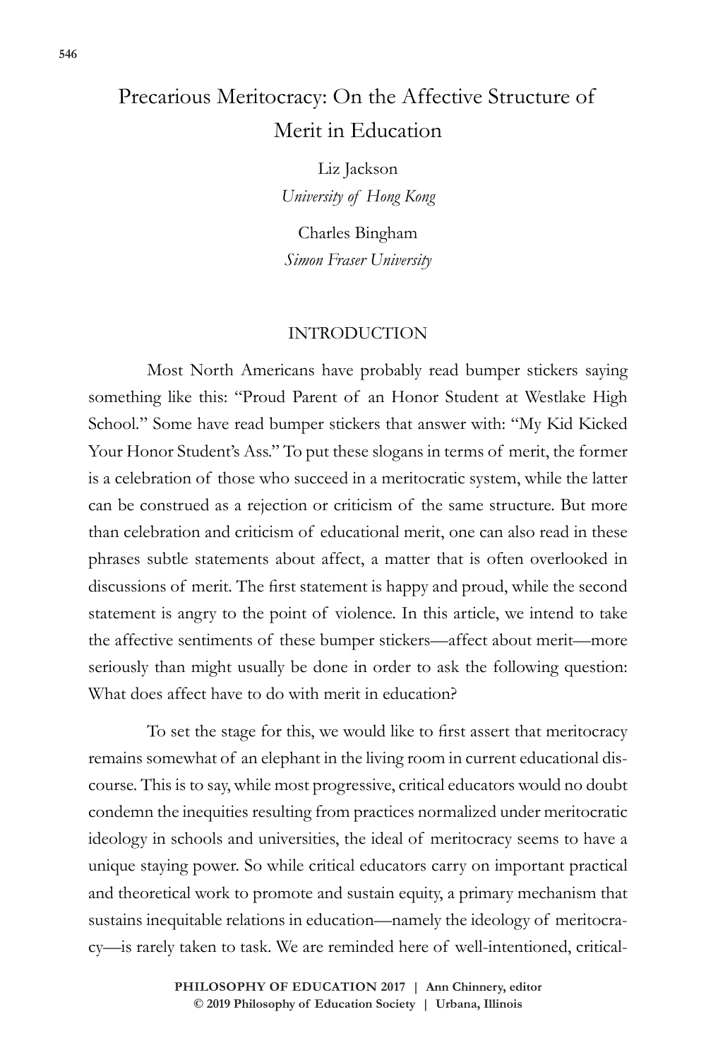# Precarious Meritocracy: On the Affective Structure of Merit in Education

Liz Jackson
*University of Hong Kong*

Charles Bingham
*Simon Fraser University*

## INTRODUCTION

Most North Americans have probably read bumper stickers saying something like this: "Proud Parent of an Honor Student at Westlake High School." Some have read bumper stickers that answer with: "My Kid Kicked Your Honor Student's Ass." To put these slogans in terms of merit, the former is a celebration of those who succeed in a meritocratic system, while the latter can be construed as a rejection or criticism of the same structure. But more than celebration and criticism of educational merit, one can also read in these phrases subtle statements about affect, a matter that is often overlooked in discussions of merit. The first statement is happy and proud, while the second statement is angry to the point of violence. In this article, we intend to take the affective sentiments of these bumper stickers—affect about merit—more seriously than might usually be done in order to ask the following question: What does affect have to do with merit in education?

To set the stage for this, we would like to first assert that meritocracy remains somewhat of an elephant in the living room in current educational discourse. This is to say, while most progressive, critical educators would no doubt condemn the inequities resulting from practices normalized under meritocratic ideology in schools and universities, the ideal of meritocracy seems to have a unique staying power. So while critical educators carry on important practical and theoretical work to promote and sustain equity, a primary mechanism that sustains inequitable relations in education—namely the ideology of meritocracy—is rarely taken to task. We are reminded here of well-intentioned, critical-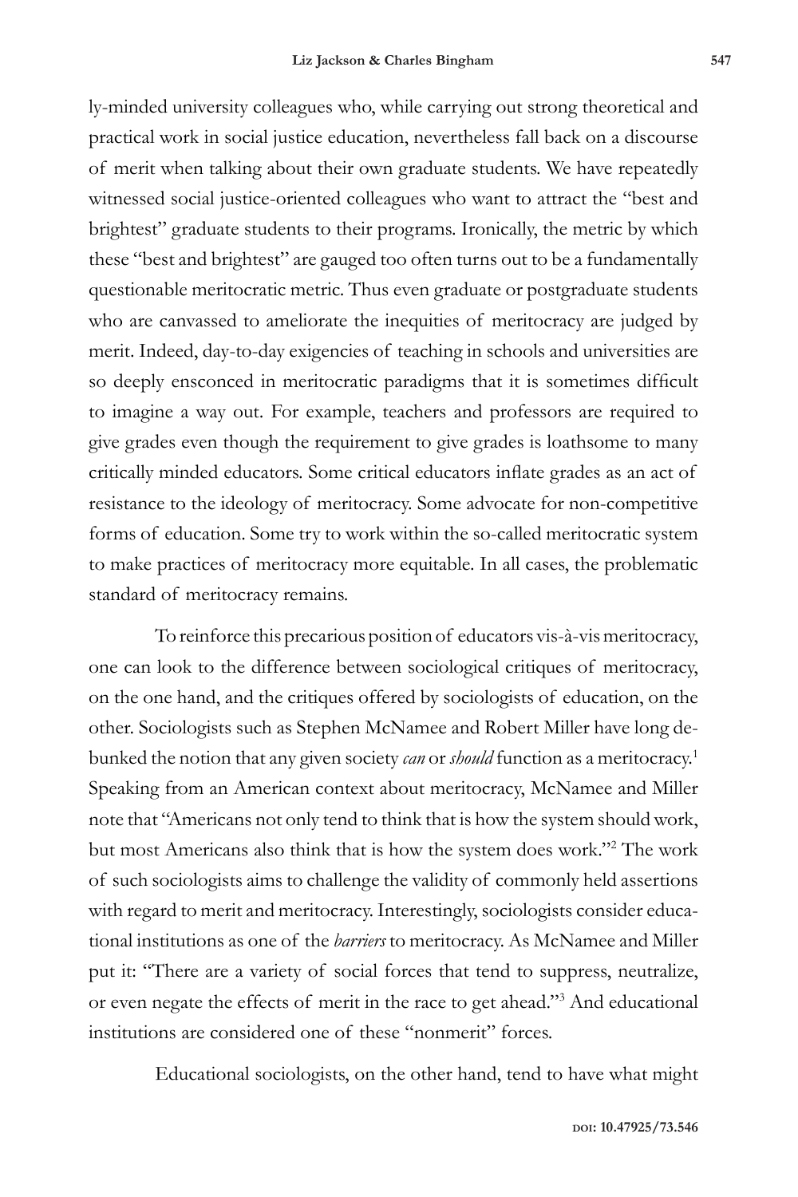ly-minded university colleagues who, while carrying out strong theoretical and practical work in social justice education, nevertheless fall back on a discourse of merit when talking about their own graduate students. We have repeatedly witnessed social justice-oriented colleagues who want to attract the "best and brightest" graduate students to their programs. Ironically, the metric by which these "best and brightest" are gauged too often turns out to be a fundamentally questionable meritocratic metric. Thus even graduate or postgraduate students who are canvassed to ameliorate the inequities of meritocracy are judged by merit. Indeed, day-to-day exigencies of teaching in schools and universities are so deeply ensconced in meritocratic paradigms that it is sometimes difficult to imagine a way out. For example, teachers and professors are required to give grades even though the requirement to give grades is loathsome to many critically minded educators. Some critical educators inflate grades as an act of resistance to the ideology of meritocracy. Some advocate for non-competitive forms of education. Some try to work within the so-called meritocratic system to make practices of meritocracy more equitable. In all cases, the problematic standard of meritocracy remains.

To reinforce this precarious position of educators vis-à-vis meritocracy, one can look to the difference between sociological critiques of meritocracy, on the one hand, and the critiques offered by sociologists of education, on the other. Sociologists such as Stephen McNamee and Robert Miller have long debunked the notion that any given society *can* or *should* function as a meritocracy.[1] Speaking from an American context about meritocracy, McNamee and Miller note that "Americans not only tend to think that is how the system should work, but most Americans also think that is how the system does work."[2] The work of such sociologists aims to challenge the validity of commonly held assertions with regard to merit and meritocracy. Interestingly, sociologists consider educational institutions as one of the *barriers* to meritocracy. As McNamee and Miller put it: "There are a variety of social forces that tend to suppress, neutralize, or even negate the effects of merit in the race to get ahead."[3] And educational institutions are considered one of these "nonmerit" forces.

Educational sociologists, on the other hand, tend to have what might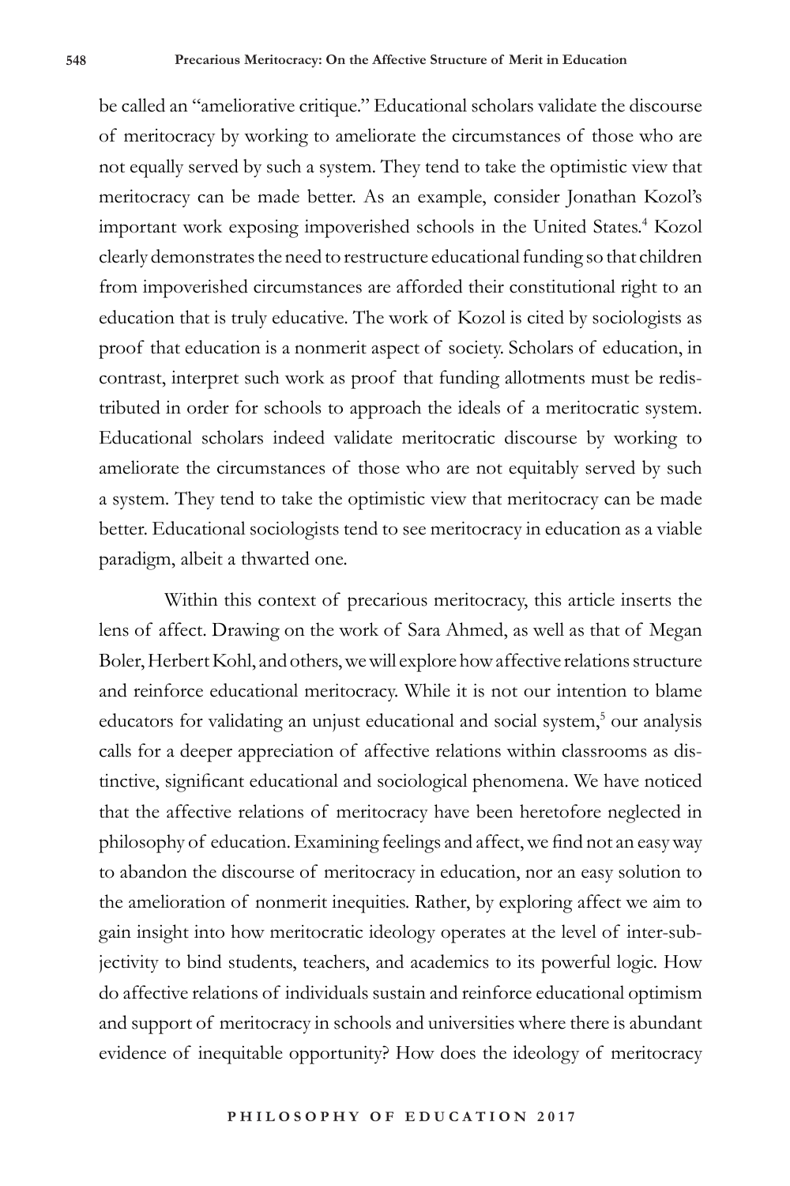be called an "ameliorative critique." Educational scholars validate the discourse of meritocracy by working to ameliorate the circumstances of those who are not equally served by such a system. They tend to take the optimistic view that meritocracy can be made better. As an example, consider Jonathan Kozol's important work exposing impoverished schools in the United States.[4] Kozol clearly demonstrates the need to restructure educational funding so that children from impoverished circumstances are afforded their constitutional right to an education that is truly educative. The work of Kozol is cited by sociologists as proof that education is a nonmerit aspect of society. Scholars of education, in contrast, interpret such work as proof that funding allotments must be redistributed in order for schools to approach the ideals of a meritocratic system. Educational scholars indeed validate meritocratic discourse by working to ameliorate the circumstances of those who are not equitably served by such a system. They tend to take the optimistic view that meritocracy can be made better. Educational sociologists tend to see meritocracy in education as a viable paradigm, albeit a thwarted one.

Within this context of precarious meritocracy, this article inserts the lens of affect. Drawing on the work of Sara Ahmed, as well as that of Megan Boler, Herbert Kohl, and others, we will explore how affective relations structure and reinforce educational meritocracy. While it is not our intention to blame educators for validating an unjust educational and social system,[5] our analysis calls for a deeper appreciation of affective relations within classrooms as distinctive, significant educational and sociological phenomena. We have noticed that the affective relations of meritocracy have been heretofore neglected in philosophy of education. Examining feelings and affect, we find not an easy way to abandon the discourse of meritocracy in education, nor an easy solution to the amelioration of nonmerit inequities. Rather, by exploring affect we aim to gain insight into how meritocratic ideology operates at the level of inter-subjectivity to bind students, teachers, and academics to its powerful logic. How do affective relations of individuals sustain and reinforce educational optimism and support of meritocracy in schools and universities where there is abundant evidence of inequitable opportunity? How does the ideology of meritocracy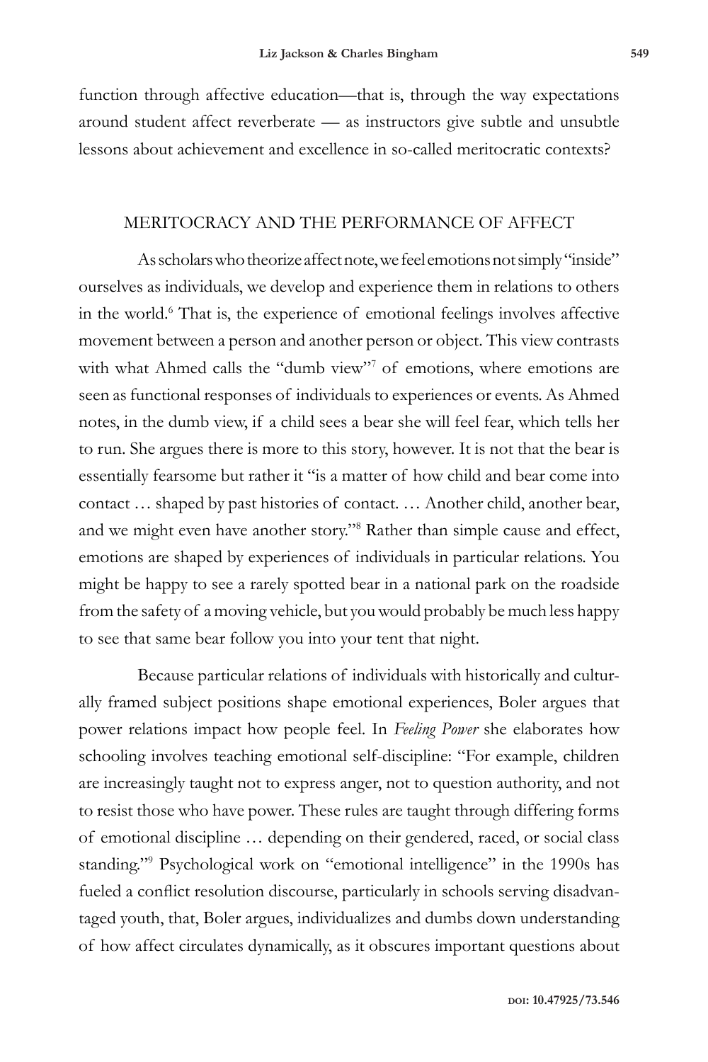function through affective education—that is, through the way expectations around student affect reverberate — as instructors give subtle and unsubtle lessons about achievement and excellence in so-called meritocratic contexts?

## MERITOCRACY AND THE PERFORMANCE OF AFFECT

As scholars who theorize affect note, we feel emotions not simply "inside" ourselves as individuals, we develop and experience them in relations to others in the world.[6] That is, the experience of emotional feelings involves affective movement between a person and another person or object. This view contrasts with what Ahmed calls the "dumb view"[7] of emotions, where emotions are seen as functional responses of individuals to experiences or events. As Ahmed notes, in the dumb view, if a child sees a bear she will feel fear, which tells her to run. She argues there is more to this story, however. It is not that the bear is essentially fearsome but rather it "is a matter of how child and bear come into contact … shaped by past histories of contact. … Another child, another bear, and we might even have another story."[8] Rather than simple cause and effect, emotions are shaped by experiences of individuals in particular relations. You might be happy to see a rarely spotted bear in a national park on the roadside from the safety of a moving vehicle, but you would probably be much less happy to see that same bear follow you into your tent that night.

Because particular relations of individuals with historically and culturally framed subject positions shape emotional experiences, Boler argues that power relations impact how people feel. In *Feeling Power* she elaborates how schooling involves teaching emotional self-discipline: "For example, children are increasingly taught not to express anger, not to question authority, and not to resist those who have power. These rules are taught through differing forms of emotional discipline … depending on their gendered, raced, or social class standing."[9] Psychological work on "emotional intelligence" in the 1990s has fueled a conflict resolution discourse, particularly in schools serving disadvantaged youth, that, Boler argues, individualizes and dumbs down understanding of how affect circulates dynamically, as it obscures important questions about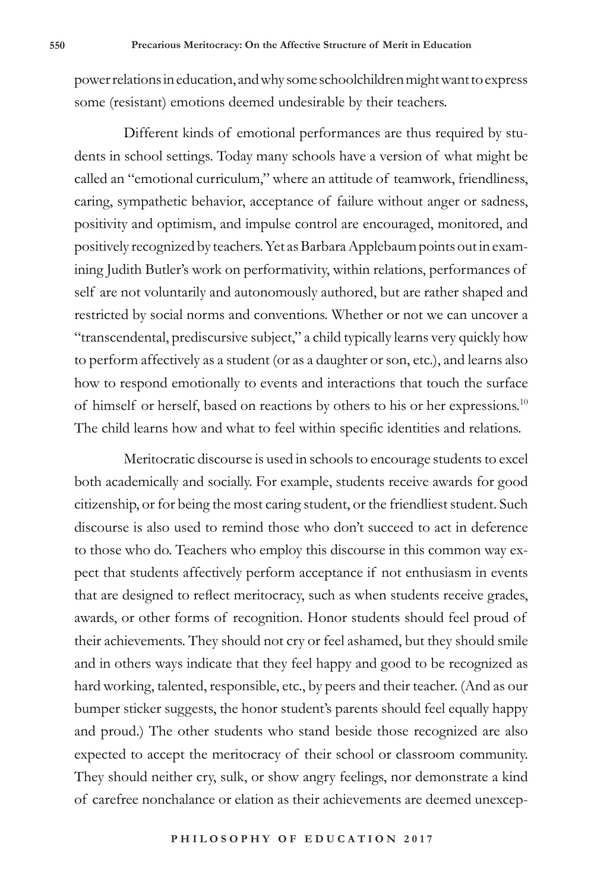power relations in education, and why some schoolchildren might want to express some (resistant) emotions deemed undesirable by their teachers.

Different kinds of emotional performances are thus required by students in school settings. Today many schools have a version of what might be called an "emotional curriculum," where an attitude of teamwork, friendliness, caring, sympathetic behavior, acceptance of failure without anger or sadness, positivity and optimism, and impulse control are encouraged, monitored, and positively recognized by teachers. Yet as Barbara Applebaum points out in examining Judith Butler's work on performativity, within relations, performances of self are not voluntarily and autonomously authored, but are rather shaped and restricted by social norms and conventions. Whether or not we can uncover a "transcendental, prediscursive subject," a child typically learns very quickly how to perform affectively as a student (or as a daughter or son, etc.), and learns also how to respond emotionally to events and interactions that touch the surface of himself or herself, based on reactions by others to his or her expressions.[10] The child learns how and what to feel within specific identities and relations.

Meritocratic discourse is used in schools to encourage students to excel both academically and socially. For example, students receive awards for good citizenship, or for being the most caring student, or the friendliest student. Such discourse is also used to remind those who don't succeed to act in deference to those who do. Teachers who employ this discourse in this common way expect that students affectively perform acceptance if not enthusiasm in events that are designed to reflect meritocracy, such as when students receive grades, awards, or other forms of recognition. Honor students should feel proud of their achievements. They should not cry or feel ashamed, but they should smile and in others ways indicate that they feel happy and good to be recognized as hard working, talented, responsible, etc., by peers and their teacher. (And as our bumper sticker suggests, the honor student's parents should feel equally happy and proud.) The other students who stand beside those recognized are also expected to accept the meritocracy of their school or classroom community. They should neither cry, sulk, or show angry feelings, nor demonstrate a kind of carefree nonchalance or elation as their achievements are deemed unexcep-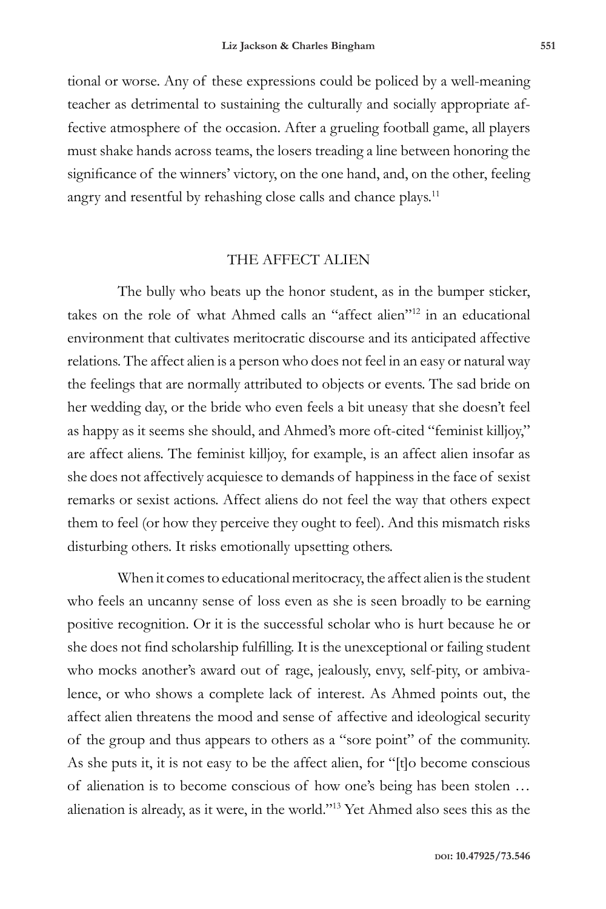tional or worse. Any of these expressions could be policed by a well-meaning teacher as detrimental to sustaining the culturally and socially appropriate affective atmosphere of the occasion. After a grueling football game, all players must shake hands across teams, the losers treading a line between honoring the significance of the winners' victory, on the one hand, and, on the other, feeling angry and resentful by rehashing close calls and chance plays.[11]

## THE AFFECT ALIEN

The bully who beats up the honor student, as in the bumper sticker, takes on the role of what Ahmed calls an "affect alien"[12] in an educational environment that cultivates meritocratic discourse and its anticipated affective relations. The affect alien is a person who does not feel in an easy or natural way the feelings that are normally attributed to objects or events. The sad bride on her wedding day, or the bride who even feels a bit uneasy that she doesn't feel as happy as it seems she should, and Ahmed's more oft-cited "feminist killjoy," are affect aliens. The feminist killjoy, for example, is an affect alien insofar as she does not affectively acquiesce to demands of happiness in the face of sexist remarks or sexist actions. Affect aliens do not feel the way that others expect them to feel (or how they perceive they ought to feel). And this mismatch risks disturbing others. It risks emotionally upsetting others.

When it comes to educational meritocracy, the affect alien is the student who feels an uncanny sense of loss even as she is seen broadly to be earning positive recognition. Or it is the successful scholar who is hurt because he or she does not find scholarship fulfilling. It is the unexceptional or failing student who mocks another's award out of rage, jealously, envy, self-pity, or ambivalence, or who shows a complete lack of interest. As Ahmed points out, the affect alien threatens the mood and sense of affective and ideological security of the group and thus appears to others as a "sore point" of the community. As she puts it, it is not easy to be the affect alien, for "[t]o become conscious of alienation is to become conscious of how one's being has been stolen … alienation is already, as it were, in the world."[13] Yet Ahmed also sees this as the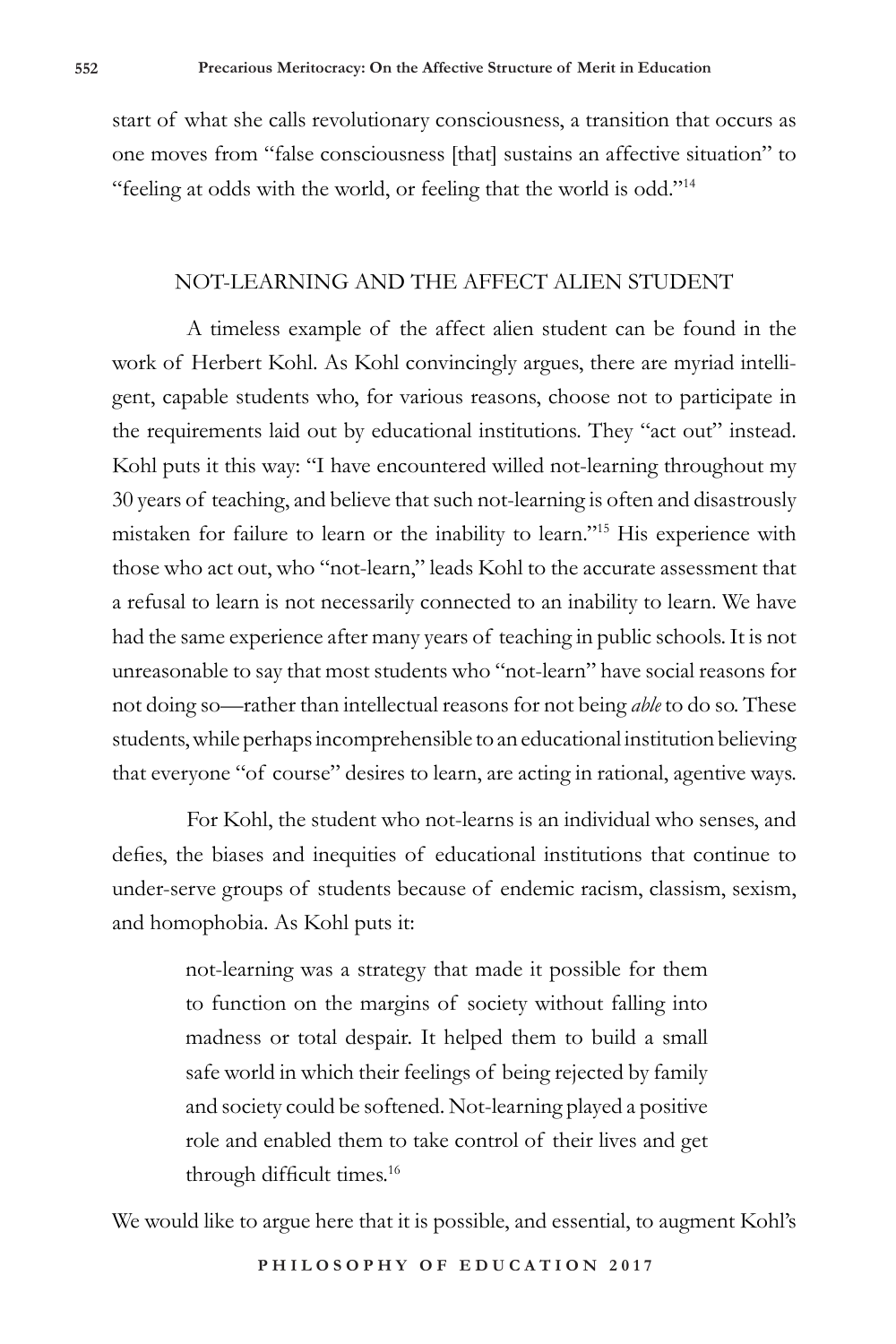start of what she calls revolutionary consciousness, a transition that occurs as one moves from "false consciousness [that] sustains an affective situation" to "feeling at odds with the world, or feeling that the world is odd."[14]

## NOT-LEARNING AND THE AFFECT ALIEN STUDENT

A timeless example of the affect alien student can be found in the work of Herbert Kohl. As Kohl convincingly argues, there are myriad intelligent, capable students who, for various reasons, choose not to participate in the requirements laid out by educational institutions. They "act out" instead. Kohl puts it this way: "I have encountered willed not-learning throughout my 30 years of teaching, and believe that such not-learning is often and disastrously mistaken for failure to learn or the inability to learn."[15] His experience with those who act out, who "not-learn," leads Kohl to the accurate assessment that a refusal to learn is not necessarily connected to an inability to learn. We have had the same experience after many years of teaching in public schools. It is not unreasonable to say that most students who "not-learn" have social reasons for not doing so—rather than intellectual reasons for not being *able* to do so. These students, while perhaps incomprehensible to an educational institution believing that everyone "of course" desires to learn, are acting in rational, agentive ways.

For Kohl, the student who not-learns is an individual who senses, and defies, the biases and inequities of educational institutions that continue to under-serve groups of students because of endemic racism, classism, sexism, and homophobia. As Kohl puts it:

> not-learning was a strategy that made it possible for them to function on the margins of society without falling into madness or total despair. It helped them to build a small safe world in which their feelings of being rejected by family and society could be softened. Not-learning played a positive role and enabled them to take control of their lives and get through difficult times.[16]

We would like to argue here that it is possible, and essential, to augment Kohl's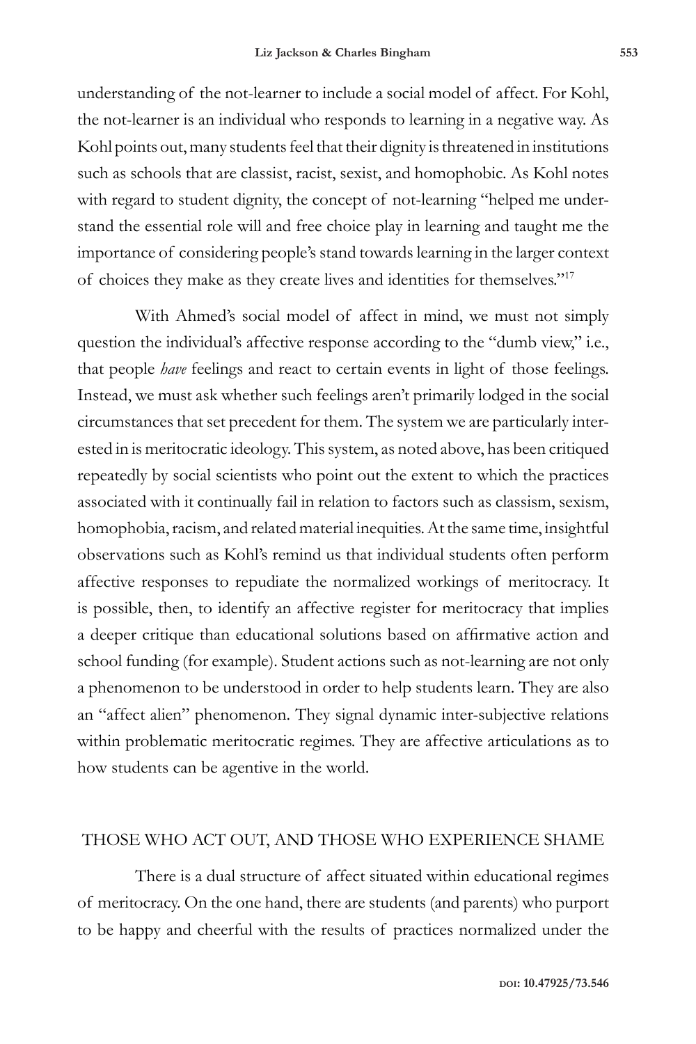understanding of the not-learner to include a social model of affect. For Kohl, the not-learner is an individual who responds to learning in a negative way. As Kohl points out, many students feel that their dignity is threatened in institutions such as schools that are classist, racist, sexist, and homophobic. As Kohl notes with regard to student dignity, the concept of not-learning "helped me understand the essential role will and free choice play in learning and taught me the importance of considering people's stand towards learning in the larger context of choices they make as they create lives and identities for themselves."[17]

With Ahmed's social model of affect in mind, we must not simply question the individual's affective response according to the "dumb view," i.e., that people *have* feelings and react to certain events in light of those feelings. Instead, we must ask whether such feelings aren't primarily lodged in the social circumstances that set precedent for them. The system we are particularly interested in is meritocratic ideology. This system, as noted above, has been critiqued repeatedly by social scientists who point out the extent to which the practices associated with it continually fail in relation to factors such as classism, sexism, homophobia, racism, and related material inequities. At the same time, insightful observations such as Kohl's remind us that individual students often perform affective responses to repudiate the normalized workings of meritocracy. It is possible, then, to identify an affective register for meritocracy that implies a deeper critique than educational solutions based on affirmative action and school funding (for example). Student actions such as not-learning are not only a phenomenon to be understood in order to help students learn. They are also an "affect alien" phenomenon. They signal dynamic inter-subjective relations within problematic meritocratic regimes. They are affective articulations as to how students can be agentive in the world.

## THOSE WHO ACT OUT, AND THOSE WHO EXPERIENCE SHAME

There is a dual structure of affect situated within educational regimes of meritocracy. On the one hand, there are students (and parents) who purport to be happy and cheerful with the results of practices normalized under the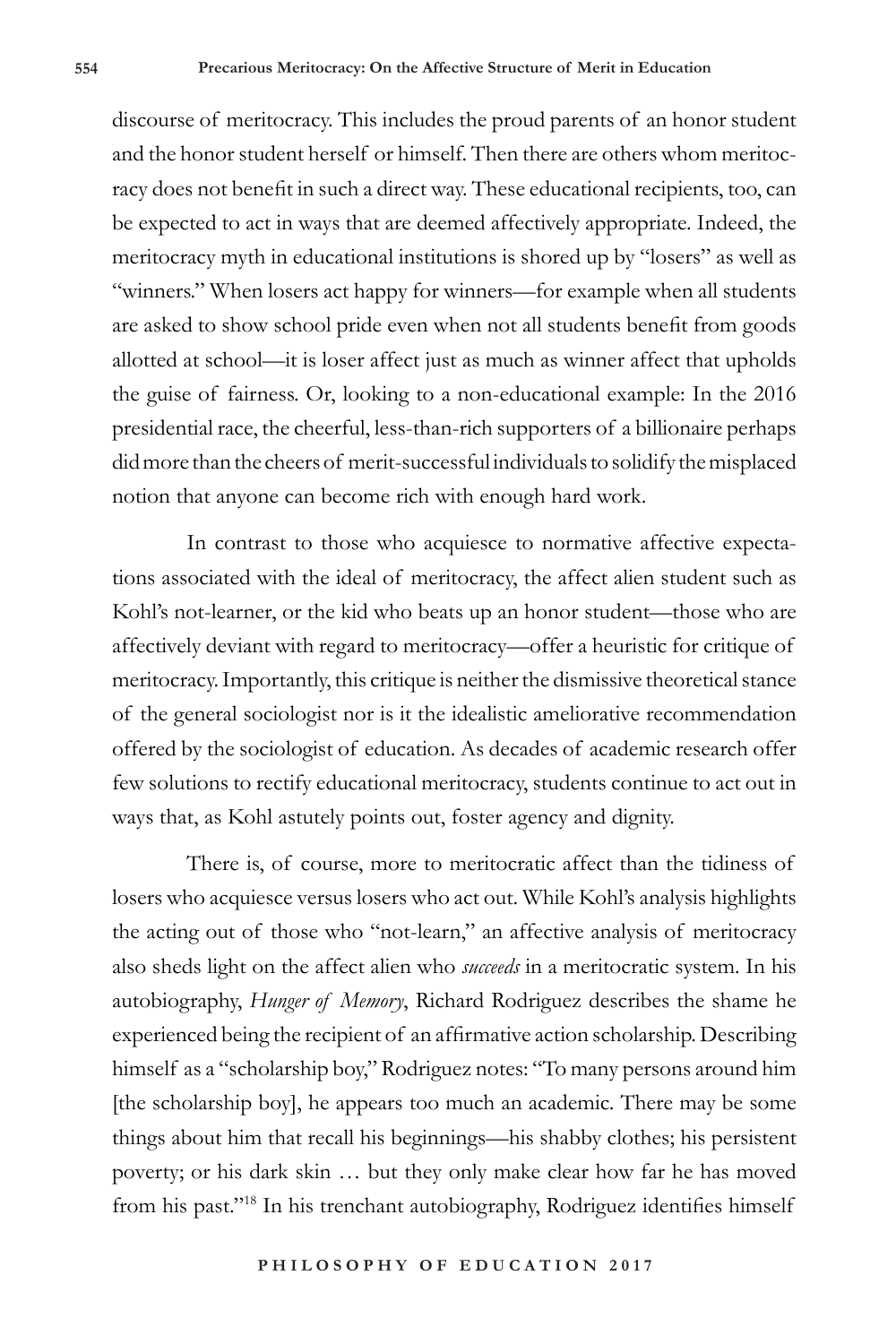discourse of meritocracy. This includes the proud parents of an honor student and the honor student herself or himself. Then there are others whom meritocracy does not benefit in such a direct way. These educational recipients, too, can be expected to act in ways that are deemed affectively appropriate. Indeed, the meritocracy myth in educational institutions is shored up by "losers" as well as "winners." When losers act happy for winners—for example when all students are asked to show school pride even when not all students benefit from goods allotted at school—it is loser affect just as much as winner affect that upholds the guise of fairness. Or, looking to a non-educational example: In the 2016 presidential race, the cheerful, less-than-rich supporters of a billionaire perhaps did more than the cheers of merit-successful individuals to solidify the misplaced notion that anyone can become rich with enough hard work.

In contrast to those who acquiesce to normative affective expectations associated with the ideal of meritocracy, the affect alien student such as Kohl's not-learner, or the kid who beats up an honor student—those who are affectively deviant with regard to meritocracy—offer a heuristic for critique of meritocracy. Importantly, this critique is neither the dismissive theoretical stance of the general sociologist nor is it the idealistic ameliorative recommendation offered by the sociologist of education. As decades of academic research offer few solutions to rectify educational meritocracy, students continue to act out in ways that, as Kohl astutely points out, foster agency and dignity.

There is, of course, more to meritocratic affect than the tidiness of losers who acquiesce versus losers who act out. While Kohl's analysis highlights the acting out of those who "not-learn," an affective analysis of meritocracy also sheds light on the affect alien who *succeeds* in a meritocratic system. In his autobiography, *Hunger of Memory*, Richard Rodriguez describes the shame he experienced being the recipient of an affirmative action scholarship. Describing himself as a "scholarship boy," Rodriguez notes: "To many persons around him [the scholarship boy], he appears too much an academic. There may be some things about him that recall his beginnings—his shabby clothes; his persistent poverty; or his dark skin … but they only make clear how far he has moved from his past."[18] In his trenchant autobiography, Rodriguez identifies himself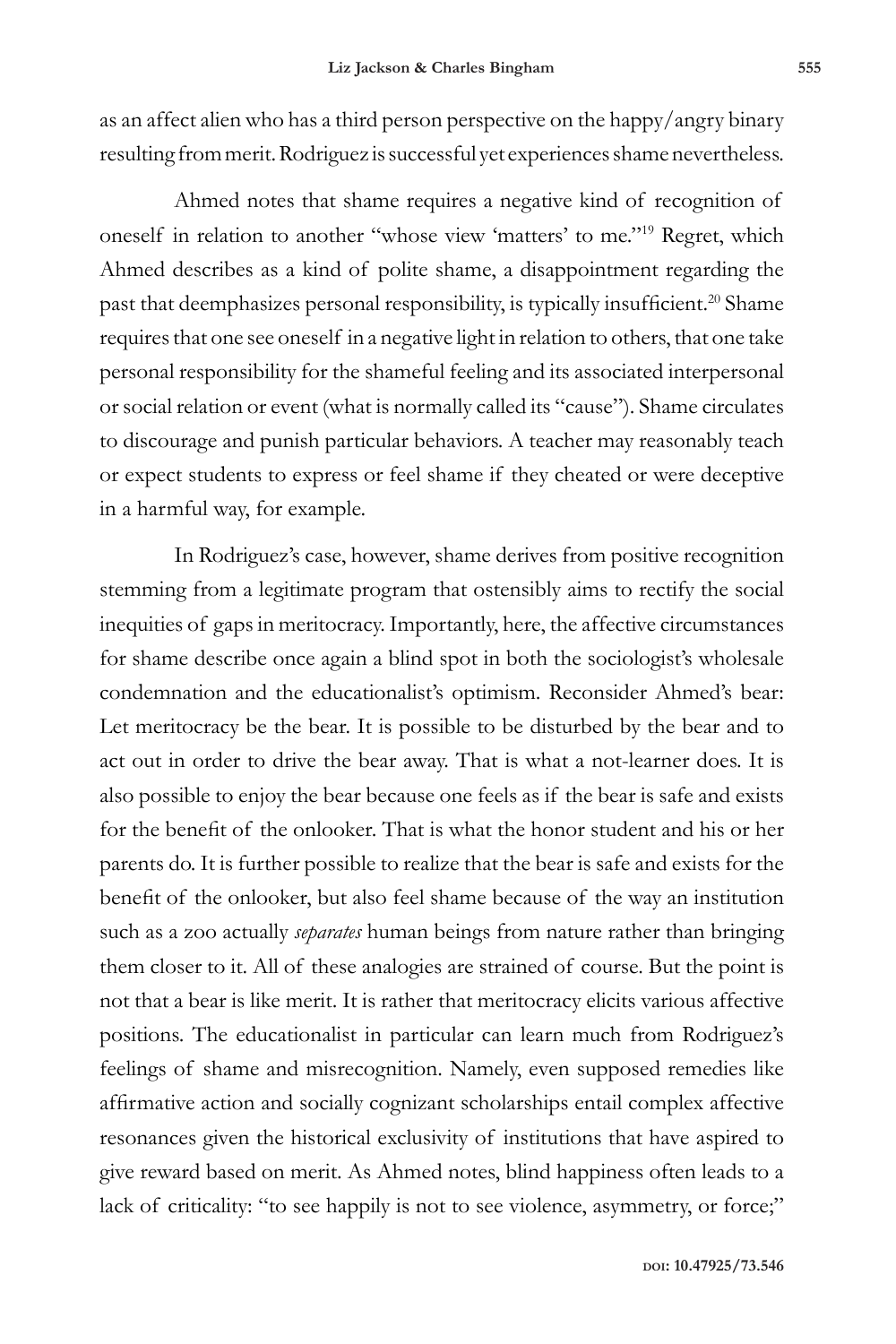as an affect alien who has a third person perspective on the happy/angry binary resulting from merit. Rodriguez is successful yet experiences shame nevertheless.

Ahmed notes that shame requires a negative kind of recognition of oneself in relation to another "whose view 'matters' to me."[19] Regret, which Ahmed describes as a kind of polite shame, a disappointment regarding the past that deemphasizes personal responsibility, is typically insufficient.[20] Shame requires that one see oneself in a negative light in relation to others, that one take personal responsibility for the shameful feeling and its associated interpersonal or social relation or event (what is normally called its "cause"). Shame circulates to discourage and punish particular behaviors. A teacher may reasonably teach or expect students to express or feel shame if they cheated or were deceptive in a harmful way, for example.

In Rodriguez's case, however, shame derives from positive recognition stemming from a legitimate program that ostensibly aims to rectify the social inequities of gaps in meritocracy. Importantly, here, the affective circumstances for shame describe once again a blind spot in both the sociologist's wholesale condemnation and the educationalist's optimism. Reconsider Ahmed's bear: Let meritocracy be the bear. It is possible to be disturbed by the bear and to act out in order to drive the bear away. That is what a not-learner does. It is also possible to enjoy the bear because one feels as if the bear is safe and exists for the benefit of the onlooker. That is what the honor student and his or her parents do. It is further possible to realize that the bear is safe and exists for the benefit of the onlooker, but also feel shame because of the way an institution such as a zoo actually *separates* human beings from nature rather than bringing them closer to it. All of these analogies are strained of course. But the point is not that a bear is like merit. It is rather that meritocracy elicits various affective positions. The educationalist in particular can learn much from Rodriguez's feelings of shame and misrecognition. Namely, even supposed remedies like affirmative action and socially cognizant scholarships entail complex affective resonances given the historical exclusivity of institutions that have aspired to give reward based on merit. As Ahmed notes, blind happiness often leads to a lack of criticality: "to see happily is not to see violence, asymmetry, or force;"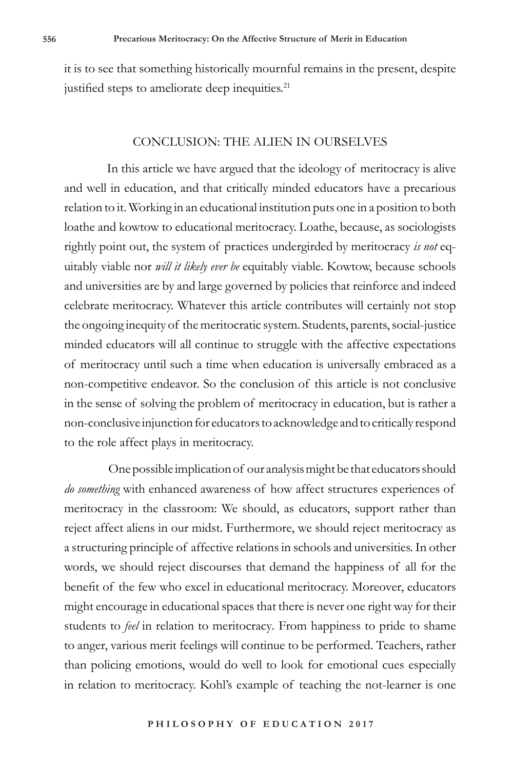it is to see that something historically mournful remains in the present, despite justified steps to ameliorate deep inequities.[21]

## CONCLUSION: THE ALIEN IN OURSELVES

In this article we have argued that the ideology of meritocracy is alive and well in education, and that critically minded educators have a precarious relation to it. Working in an educational institution puts one in a position to both loathe and kowtow to educational meritocracy. Loathe, because, as sociologists rightly point out, the system of practices undergirded by meritocracy *is not* equitably viable nor *will it likely ever be* equitably viable. Kowtow, because schools and universities are by and large governed by policies that reinforce and indeed celebrate meritocracy. Whatever this article contributes will certainly not stop the ongoing inequity of the meritocratic system. Students, parents, social-justice minded educators will all continue to struggle with the affective expectations of meritocracy until such a time when education is universally embraced as a non-competitive endeavor. So the conclusion of this article is not conclusive in the sense of solving the problem of meritocracy in education, but is rather a non-conclusive injunction for educators to acknowledge and to critically respond to the role affect plays in meritocracy.

One possible implication of our analysis might be that educators should *do something* with enhanced awareness of how affect structures experiences of meritocracy in the classroom: We should, as educators, support rather than reject affect aliens in our midst. Furthermore, we should reject meritocracy as a structuring principle of affective relations in schools and universities. In other words, we should reject discourses that demand the happiness of all for the benefit of the few who excel in educational meritocracy. Moreover, educators might encourage in educational spaces that there is never one right way for their students to *feel* in relation to meritocracy. From happiness to pride to shame to anger, various merit feelings will continue to be performed. Teachers, rather than policing emotions, would do well to look for emotional cues especially in relation to meritocracy. Kohl's example of teaching the not-learner is one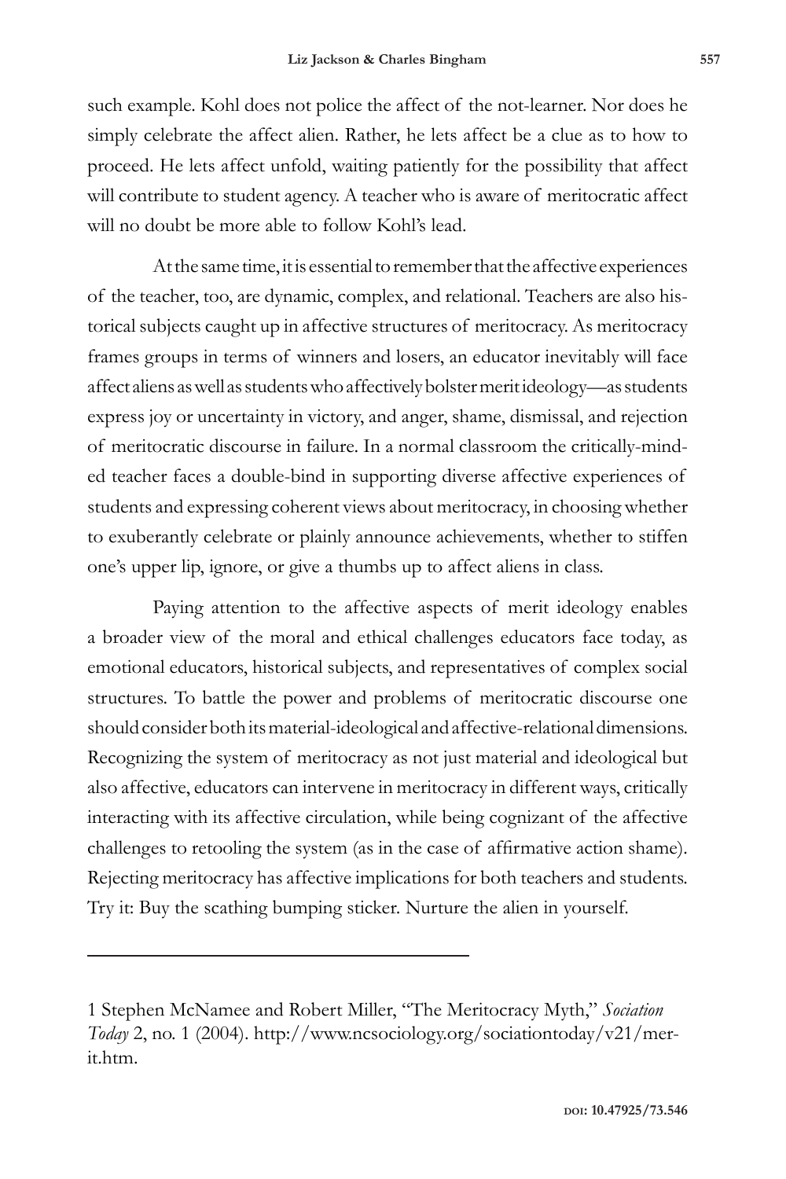such example. Kohl does not police the affect of the not-learner. Nor does he simply celebrate the affect alien. Rather, he lets affect be a clue as to how to proceed. He lets affect unfold, waiting patiently for the possibility that affect will contribute to student agency. A teacher who is aware of meritocratic affect will no doubt be more able to follow Kohl's lead.

At the same time, it is essential to remember that the affective experiences of the teacher, too, are dynamic, complex, and relational. Teachers are also historical subjects caught up in affective structures of meritocracy. As meritocracy frames groups in terms of winners and losers, an educator inevitably will face affect aliens as well as students who affectively bolster merit ideology—as students express joy or uncertainty in victory, and anger, shame, dismissal, and rejection of meritocratic discourse in failure. In a normal classroom the critically-minded teacher faces a double-bind in supporting diverse affective experiences of students and expressing coherent views about meritocracy, in choosing whether to exuberantly celebrate or plainly announce achievements, whether to stiffen one's upper lip, ignore, or give a thumbs up to affect aliens in class.

Paying attention to the affective aspects of merit ideology enables a broader view of the moral and ethical challenges educators face today, as emotional educators, historical subjects, and representatives of complex social structures. To battle the power and problems of meritocratic discourse one should consider both its material-ideological and affective-relational dimensions. Recognizing the system of meritocracy as not just material and ideological but also affective, educators can intervene in meritocracy in different ways, critically interacting with its affective circulation, while being cognizant of the affective challenges to retooling the system (as in the case of affirmative action shame). Rejecting meritocracy has affective implications for both teachers and students. Try it: Buy the scathing bumping sticker. Nurture the alien in yourself.

---

1 Stephen McNamee and Robert Miller, "The Meritocracy Myth," *Sociation Today* 2, no. 1 (2004). http://www.ncsociology.org/sociationtoday/v21/merit.htm.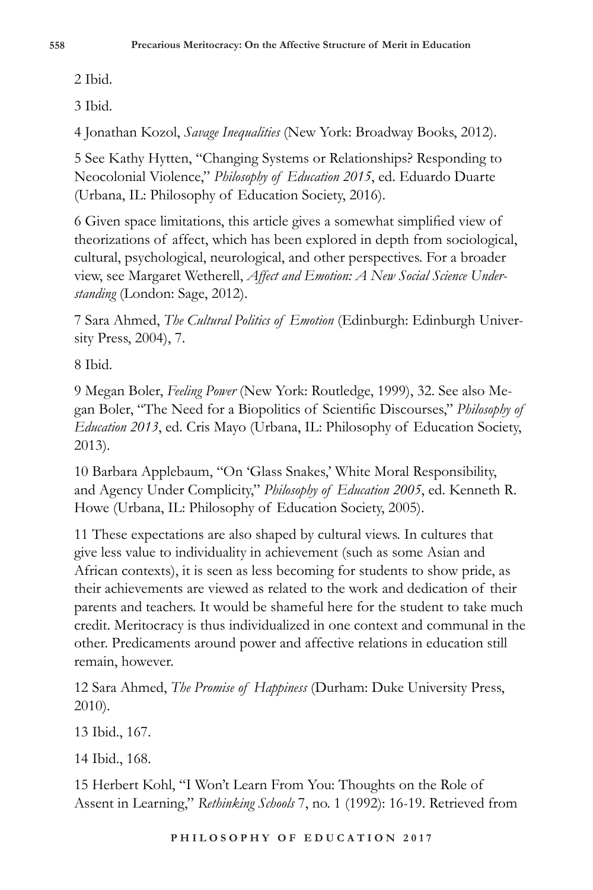2 Ibid.

3 Ibid.

4 Jonathan Kozol, *Savage Inequalities* (New York: Broadway Books, 2012).

5 See Kathy Hytten, "Changing Systems or Relationships? Responding to Neocolonial Violence," *Philosophy of Education 2015*, ed. Eduardo Duarte (Urbana, IL: Philosophy of Education Society, 2016).

6 Given space limitations, this article gives a somewhat simplified view of theorizations of affect, which has been explored in depth from sociological, cultural, psychological, neurological, and other perspectives. For a broader view, see Margaret Wetherell, *Affect and Emotion: A New Social Science Understanding* (London: Sage, 2012).

7 Sara Ahmed, *The Cultural Politics of Emotion* (Edinburgh: Edinburgh University Press, 2004), 7.

8 Ibid.

9 Megan Boler, *Feeling Power* (New York: Routledge, 1999), 32. See also Megan Boler, "The Need for a Biopolitics of Scientific Discourses," *Philosophy of Education 2013*, ed. Cris Mayo (Urbana, IL: Philosophy of Education Society, 2013).

10 Barbara Applebaum, "On 'Glass Snakes,' White Moral Responsibility, and Agency Under Complicity," *Philosophy of Education 2005*, ed. Kenneth R. Howe (Urbana, IL: Philosophy of Education Society, 2005).

11 These expectations are also shaped by cultural views. In cultures that give less value to individuality in achievement (such as some Asian and African contexts), it is seen as less becoming for students to show pride, as their achievements are viewed as related to the work and dedication of their parents and teachers. It would be shameful here for the student to take much credit. Meritocracy is thus individualized in one context and communal in the other. Predicaments around power and affective relations in education still remain, however.

12 Sara Ahmed, *The Promise of Happiness* (Durham: Duke University Press, 2010).

13 Ibid., 167.

14 Ibid., 168.

15 Herbert Kohl, "I Won't Learn From You: Thoughts on the Role of Assent in Learning," *Rethinking Schools* 7, no. 1 (1992): 16-19. Retrieved from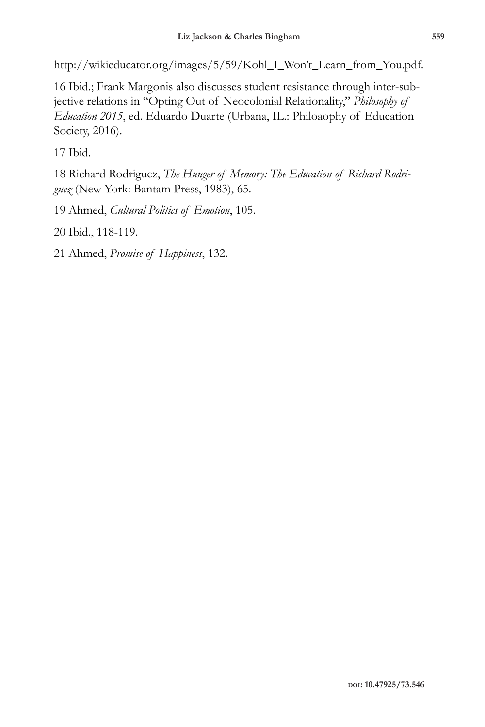http://wikieducator.org/images/5/59/Kohl_I_Won't_Learn_from_You.pdf.

16 Ibid.; Frank Margonis also discusses student resistance through inter-subjective relations in "Opting Out of Neocolonial Relationality," *Philosophy of Education 2015*, ed. Eduardo Duarte (Urbana, IL.: Philoaophy of Education Society, 2016).

17 Ibid.

18 Richard Rodriguez, *The Hunger of Memory: The Education of Richard Rodriguez* (New York: Bantam Press, 1983), 65.

19 Ahmed, *Cultural Politics of Emotion*, 105.

20 Ibid., 118-119.

21 Ahmed, *Promise of Happiness*, 132.